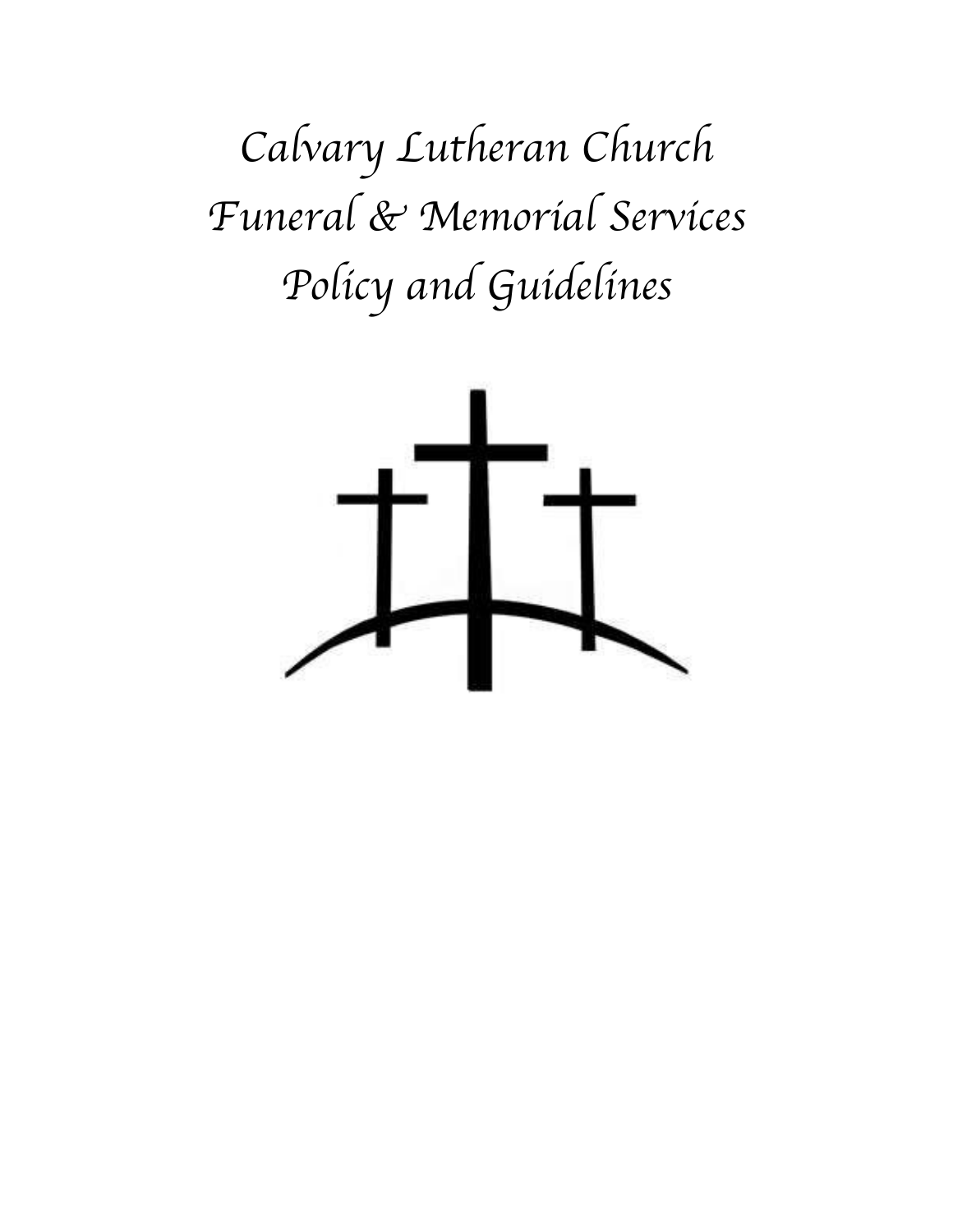# *Calvary Lutheran Church*
# *Funeral & Memorial Services*
# *Policy and Guidelines*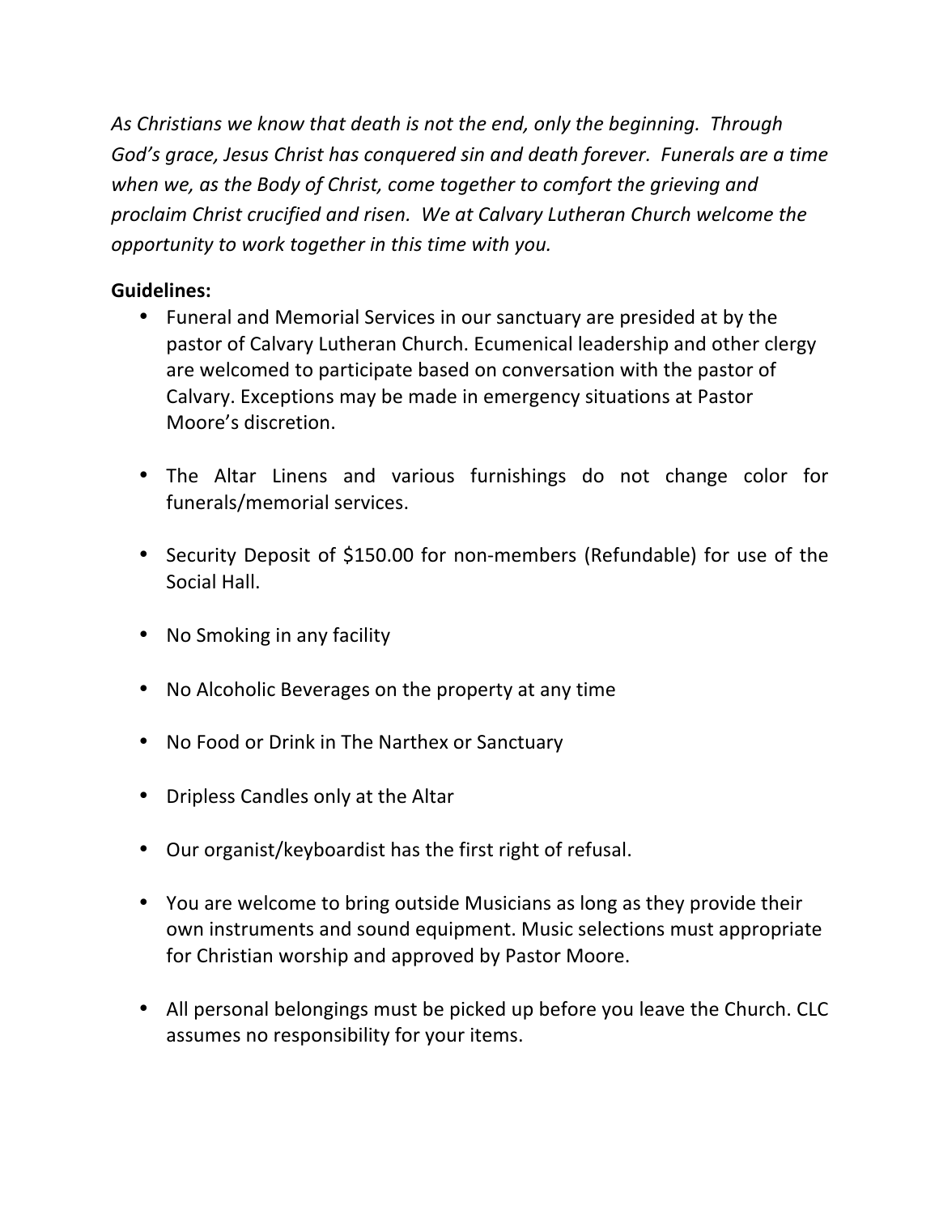*As Christians we know that death is not the end, only the beginning. Through God's grace, Jesus Christ has conquered sin and death forever. Funerals are a time when we, as the Body of Christ, come together to comfort the grieving and proclaim Christ crucified and risen. We at Calvary Lutheran Church welcome the opportunity to work together in this time with you.*

**Guidelines:**

- Funeral and Memorial Services in our sanctuary are presided at by the pastor of Calvary Lutheran Church. Ecumenical leadership and other clergy are welcomed to participate based on conversation with the pastor of Calvary. Exceptions may be made in emergency situations at Pastor Moore's discretion.

- The Altar Linens and various furnishings do not change color for funerals/memorial services.

- Security Deposit of $150.00 for non-members (Refundable) for use of the Social Hall.

- No Smoking in any facility

- No Alcoholic Beverages on the property at any time

- No Food or Drink in The Narthex or Sanctuary

- Dripless Candles only at the Altar

- Our organist/keyboardist has the first right of refusal.

- You are welcome to bring outside Musicians as long as they provide their own instruments and sound equipment. Music selections must appropriate for Christian worship and approved by Pastor Moore.

- All personal belongings must be picked up before you leave the Church. CLC assumes no responsibility for your items.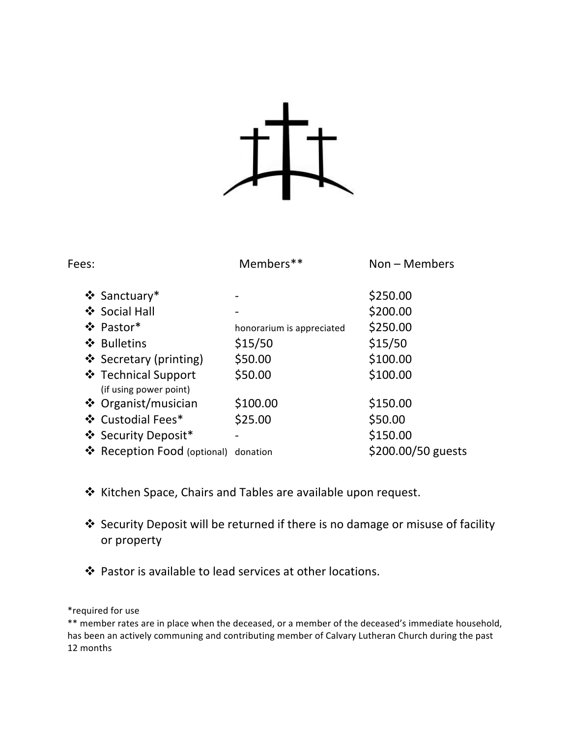| Fees: | Members** | Non – Members |
|---|---|---|
| ❖ Sanctuary* | - | $250.00 |
| ❖ Social Hall | - | $200.00 |
| ❖ Pastor* | honorarium is appreciated | $250.00 |
| ❖ Bulletins | $15/50 | $15/50 |
| ❖ Secretary (printing) | $50.00 | $100.00 |
| ❖ Technical Support (if using power point) | $50.00 | $100.00 |
| ❖ Organist/musician | $100.00 | $150.00 |
| ❖ Custodial Fees* | $25.00 | $50.00 |
| ❖ Security Deposit* | - | $150.00 |
| ❖ Reception Food (optional) | donation | $200.00/50 guests |

- ❖ Kitchen Space, Chairs and Tables are available upon request.
- ❖ Security Deposit will be returned if there is no damage or misuse of facility or property
- ❖ Pastor is available to lead services at other locations.

*required for use

** member rates are in place when the deceased, or a member of the deceased's immediate household, has been an actively communing and contributing member of Calvary Lutheran Church during the past 12 months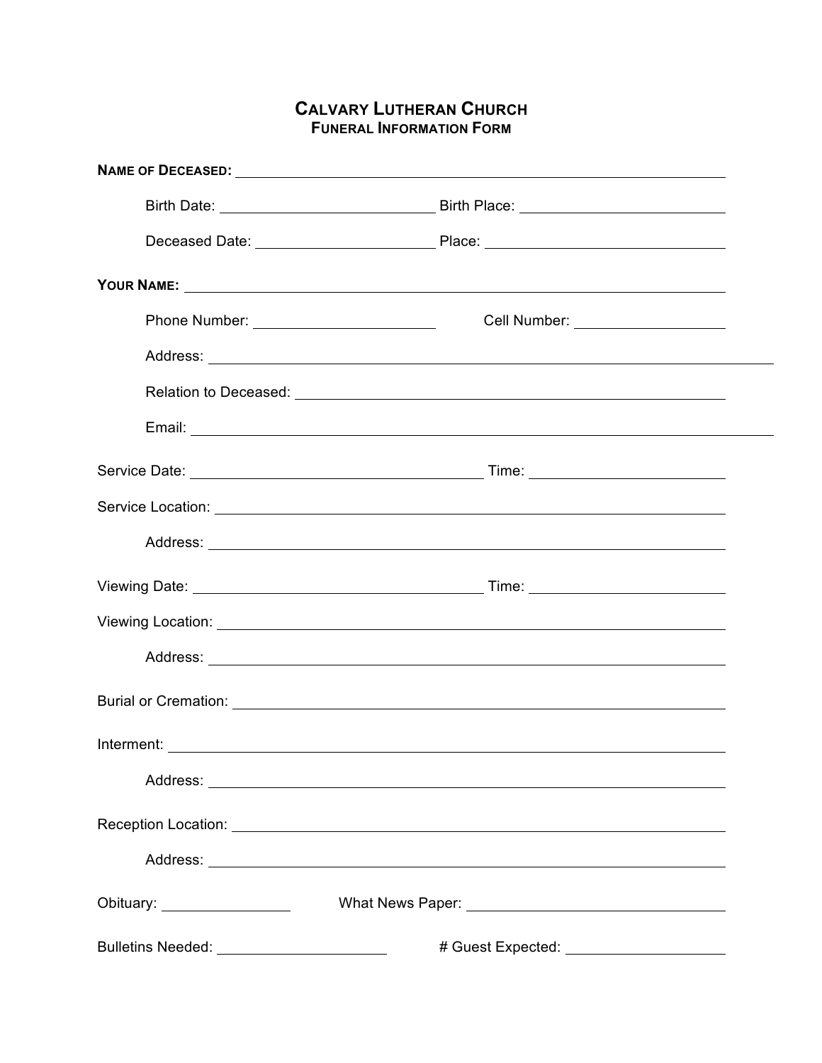# CALVARY LUTHERAN CHURCH
## FUNERAL INFORMATION FORM

**NAME OF DECEASED:** ______________________________

Birth Date: ______________ Birth Place: ______________

Deceased Date: ______________ Place: ______________

**YOUR NAME:** ______________________________

Phone Number: ______________ Cell Number: ______________

Address: ______________________________

Relation to Deceased: ______________________________

Email: ______________________________

Service Date: ______________ Time: ______________

Service Location: ______________________________

Address: ______________________________

Viewing Date: ______________ Time: ______________

Viewing Location: ______________________________

Address: ______________________________

Burial or Cremation: ______________________________

Interment: ______________________________

Address: ______________________________

Reception Location: ______________________________

Address: ______________________________

Obituary: ______________ What News Paper: ______________

Bulletins Needed: ______________ # Guest Expected: ______________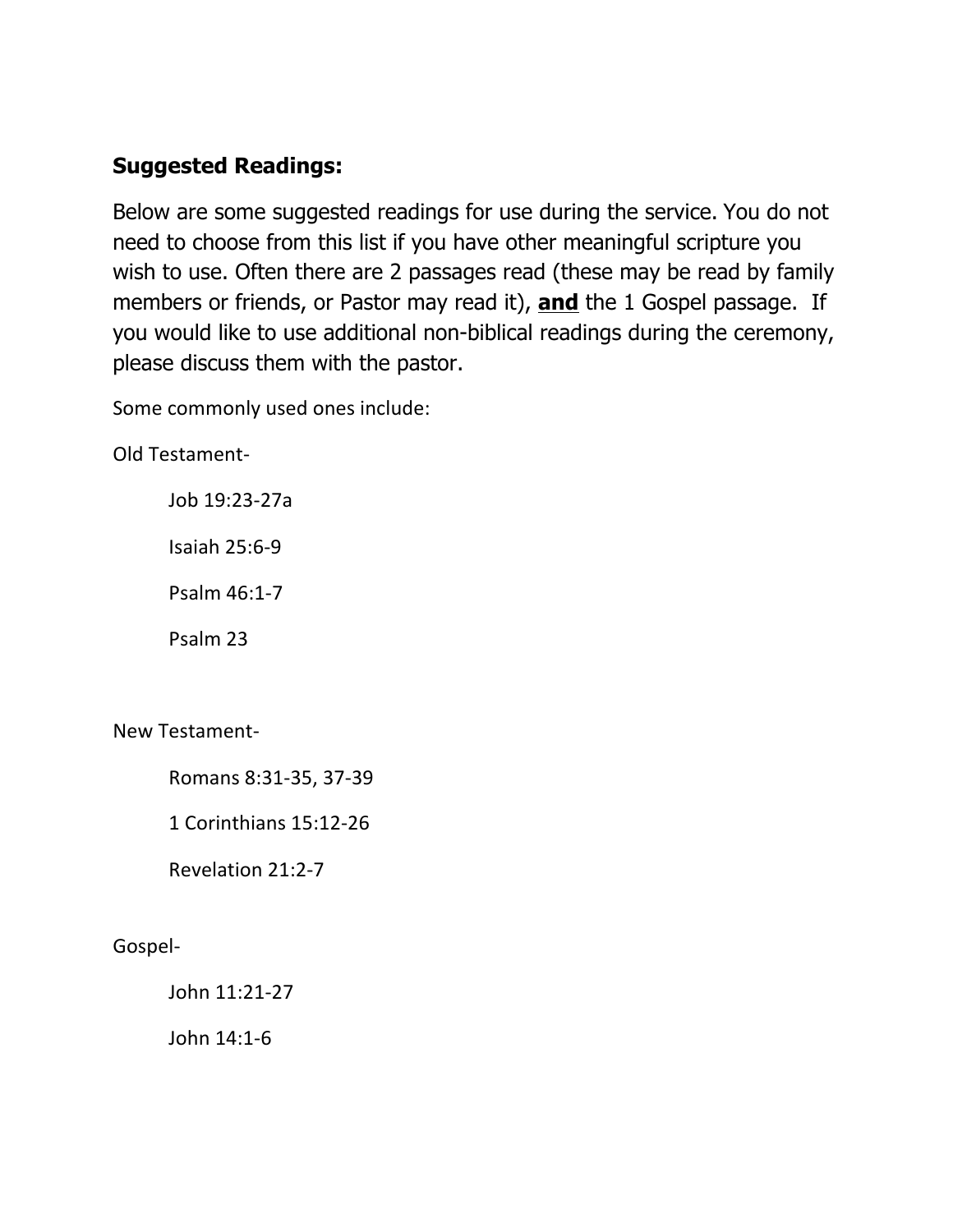### Suggested Readings:

Below are some suggested readings for use during the service. You do not need to choose from this list if you have other meaningful scripture you wish to use. Often there are 2 passages read (these may be read by family members or friends, or Pastor may read it), **<u>and</u>** the 1 Gospel passage. If you would like to use additional non-biblical readings during the ceremony, please discuss them with the pastor.

Some commonly used ones include:

Old Testament-

- Job 19:23-27a
- Isaiah 25:6-9
- Psalm 46:1-7
- Psalm 23

New Testament-

- Romans 8:31-35, 37-39
- 1 Corinthians 15:12-26
- Revelation 21:2-7

Gospel-

- John 11:21-27
- John 14:1-6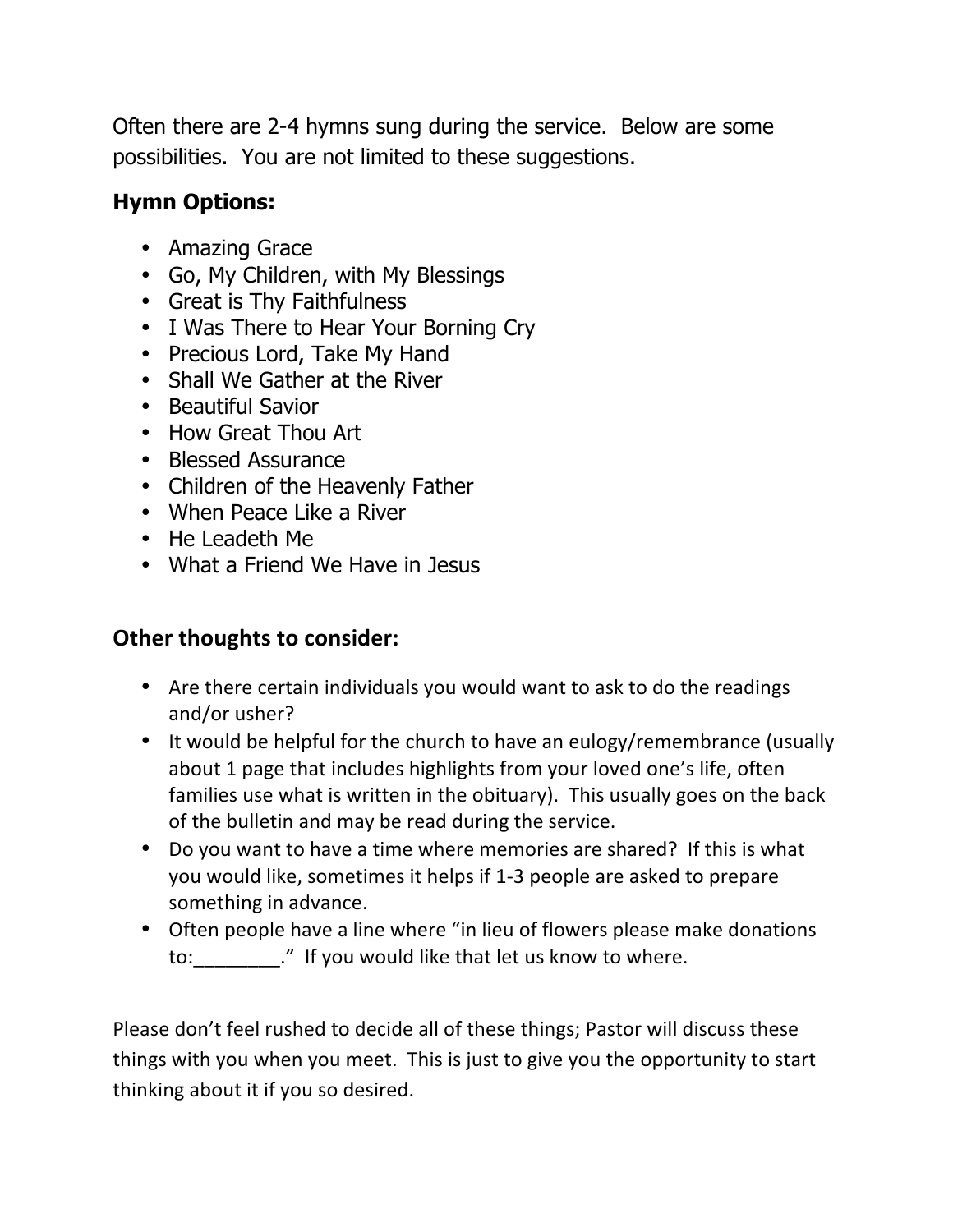Often there are 2-4 hymns sung during the service. Below are some possibilities. You are not limited to these suggestions.

### Hymn Options:

- Amazing Grace
- Go, My Children, with My Blessings
- Great is Thy Faithfulness
- I Was There to Hear Your Borning Cry
- Precious Lord, Take My Hand
- Shall We Gather at the River
- Beautiful Savior
- How Great Thou Art
- Blessed Assurance
- Children of the Heavenly Father
- When Peace Like a River
- He Leadeth Me
- What a Friend We Have in Jesus

### Other thoughts to consider:

- Are there certain individuals you would want to ask to do the readings and/or usher?
- It would be helpful for the church to have an eulogy/remembrance (usually about 1 page that includes highlights from your loved one's life, often families use what is written in the obituary). This usually goes on the back of the bulletin and may be read during the service.
- Do you want to have a time where memories are shared? If this is what you would like, sometimes it helps if 1-3 people are asked to prepare something in advance.
- Often people have a line where "in lieu of flowers please make donations to:________." If you would like that let us know to where.

Please don't feel rushed to decide all of these things; Pastor will discuss these things with you when you meet. This is just to give you the opportunity to start thinking about it if you so desired.